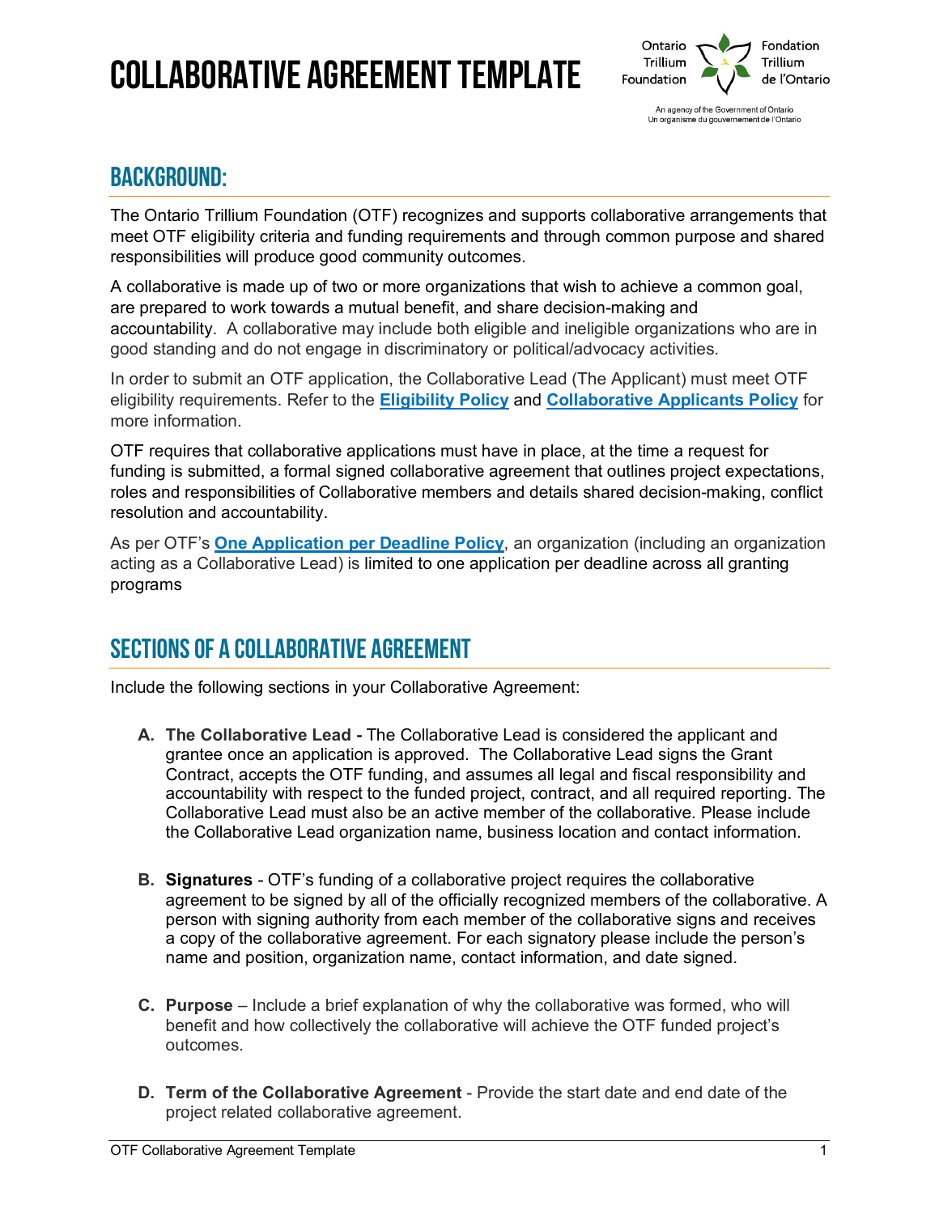# Collaborative Agreement Template

## Background:

The Ontario Trillium Foundation (OTF) recognizes and supports collaborative arrangements that meet OTF eligibility criteria and funding requirements and through common purpose and shared responsibilities will produce good community outcomes.

A collaborative is made up of two or more organizations that wish to achieve a common goal, are prepared to work towards a mutual benefit, and share decision-making and accountability. A collaborative may include both eligible and ineligible organizations who are in good standing and do not engage in discriminatory or political/advocacy activities.

In order to submit an OTF application, the Collaborative Lead (The Applicant) must meet OTF eligibility requirements. Refer to the **Eligibility Policy** and **Collaborative Applicants Policy** for more information.

OTF requires that collaborative applications must have in place, at the time a request for funding is submitted, a formal signed collaborative agreement that outlines project expectations, roles and responsibilities of Collaborative members and details shared decision-making, conflict resolution and accountability.

As per OTF's **One Application per Deadline Policy**, an organization (including an organization acting as a Collaborative Lead) is limited to one application per deadline across all granting programs

## Sections of a Collaborative Agreement

Include the following sections in your Collaborative Agreement:

A. **The Collaborative Lead -** The Collaborative Lead is considered the applicant and grantee once an application is approved. The Collaborative Lead signs the Grant Contract, accepts the OTF funding, and assumes all legal and fiscal responsibility and accountability with respect to the funded project, contract, and all required reporting. The Collaborative Lead must also be an active member of the collaborative. Please include the Collaborative Lead organization name, business location and contact information.

B. **Signatures** - OTF's funding of a collaborative project requires the collaborative agreement to be signed by all of the officially recognized members of the collaborative. A person with signing authority from each member of the collaborative signs and receives a copy of the collaborative agreement. For each signatory please include the person's name and position, organization name, contact information, and date signed.

C. **Purpose** – Include a brief explanation of why the collaborative was formed, who will benefit and how collectively the collaborative will achieve the OTF funded project's outcomes.

D. **Term of the Collaborative Agreement** - Provide the start date and end date of the project related collaborative agreement.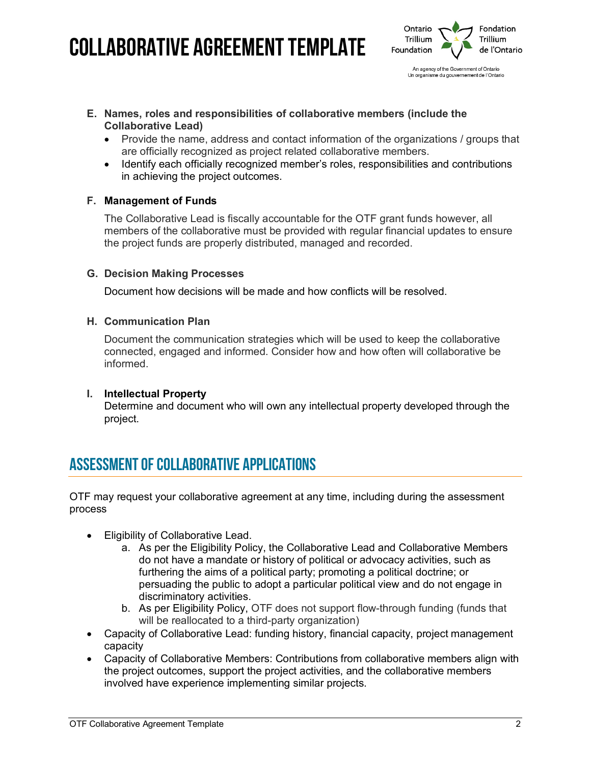# COLLABORATIVE AGREEMENT TEMPLATE

**E. Names, roles and responsibilities of collaborative members (include the Collaborative Lead)**

- Provide the name, address and contact information of the organizations / groups that are officially recognized as project related collaborative members.
- Identify each officially recognized member's roles, responsibilities and contributions in achieving the project outcomes.

**F. Management of Funds**

The Collaborative Lead is fiscally accountable for the OTF grant funds however, all members of the collaborative must be provided with regular financial updates to ensure the project funds are properly distributed, managed and recorded.

**G. Decision Making Processes**

Document how decisions will be made and how conflicts will be resolved.

**H. Communication Plan**

Document the communication strategies which will be used to keep the collaborative connected, engaged and informed. Consider how and how often will collaborative be informed.

**I. Intellectual Property**

Determine and document who will own any intellectual property developed through the project.

## ASSESSMENT OF COLLABORATIVE APPLICATIONS

OTF may request your collaborative agreement at any time, including during the assessment process

- Eligibility of Collaborative Lead.
    a. As per the Eligibility Policy, the Collaborative Lead and Collaborative Members do not have a mandate or history of political or advocacy activities, such as furthering the aims of a political party; promoting a political doctrine; or persuading the public to adopt a particular political view and do not engage in discriminatory activities.
    b. As per Eligibility Policy, OTF does not support flow-through funding (funds that will be reallocated to a third-party organization)
- Capacity of Collaborative Lead: funding history, financial capacity, project management capacity
- Capacity of Collaborative Members: Contributions from collaborative members align with the project outcomes, support the project activities, and the collaborative members involved have experience implementing similar projects.